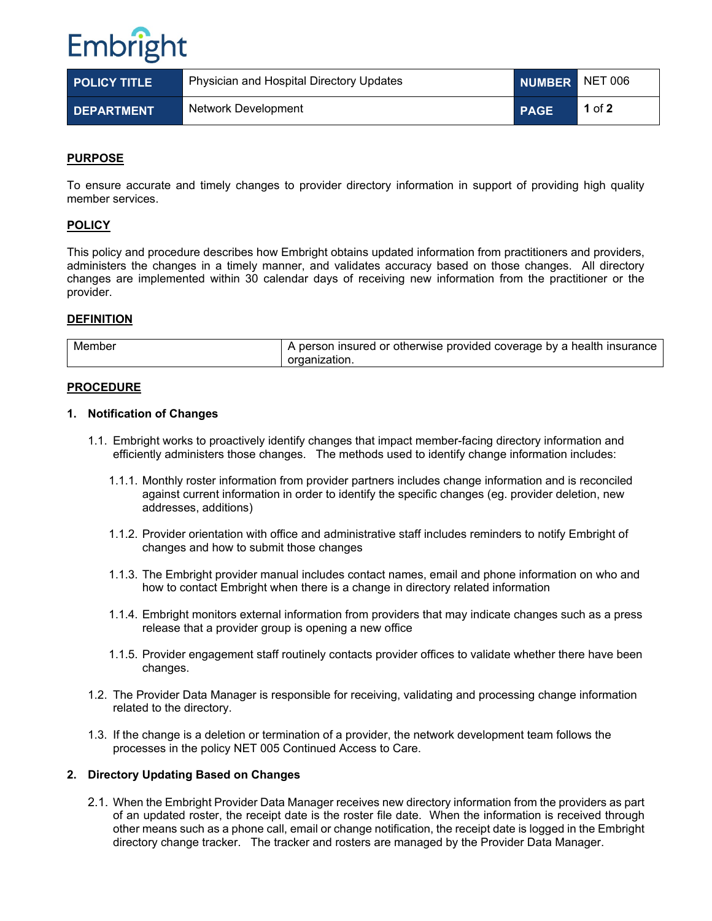Embright

| POLICY TITLE | Physician and Hospital Directory Updates | NUMBER | NET 006 |
|---|---|---|---|
| DEPARTMENT | Network Development | PAGE | 1 of 2 |

## PURPOSE

To ensure accurate and timely changes to provider directory information in support of providing high quality member services.

## POLICY

This policy and procedure describes how Embright obtains updated information from practitioners and providers, administers the changes in a timely manner, and validates accuracy based on those changes. All directory changes are implemented within 30 calendar days of receiving new information from the practitioner or the provider.

## DEFINITION

| Member | A person insured or otherwise provided coverage by a health insurance organization. |
|---|---|

## PROCEDURE

### 1. Notification of Changes

1.1. Embright works to proactively identify changes that impact member-facing directory information and efficiently administers those changes. The methods used to identify change information includes:

1.1.1. Monthly roster information from provider partners includes change information and is reconciled against current information in order to identify the specific changes (eg. provider deletion, new addresses, additions)

1.1.2. Provider orientation with office and administrative staff includes reminders to notify Embright of changes and how to submit those changes

1.1.3. The Embright provider manual includes contact names, email and phone information on who and how to contact Embright when there is a change in directory related information

1.1.4. Embright monitors external information from providers that may indicate changes such as a press release that a provider group is opening a new office

1.1.5. Provider engagement staff routinely contacts provider offices to validate whether there have been changes.

1.2. The Provider Data Manager is responsible for receiving, validating and processing change information related to the directory.

1.3. If the change is a deletion or termination of a provider, the network development team follows the processes in the policy NET 005 Continued Access to Care.

### 2. Directory Updating Based on Changes

2.1. When the Embright Provider Data Manager receives new directory information from the providers as part of an updated roster, the receipt date is the roster file date. When the information is received through other means such as a phone call, email or change notification, the receipt date is logged in the Embright directory change tracker. The tracker and rosters are managed by the Provider Data Manager.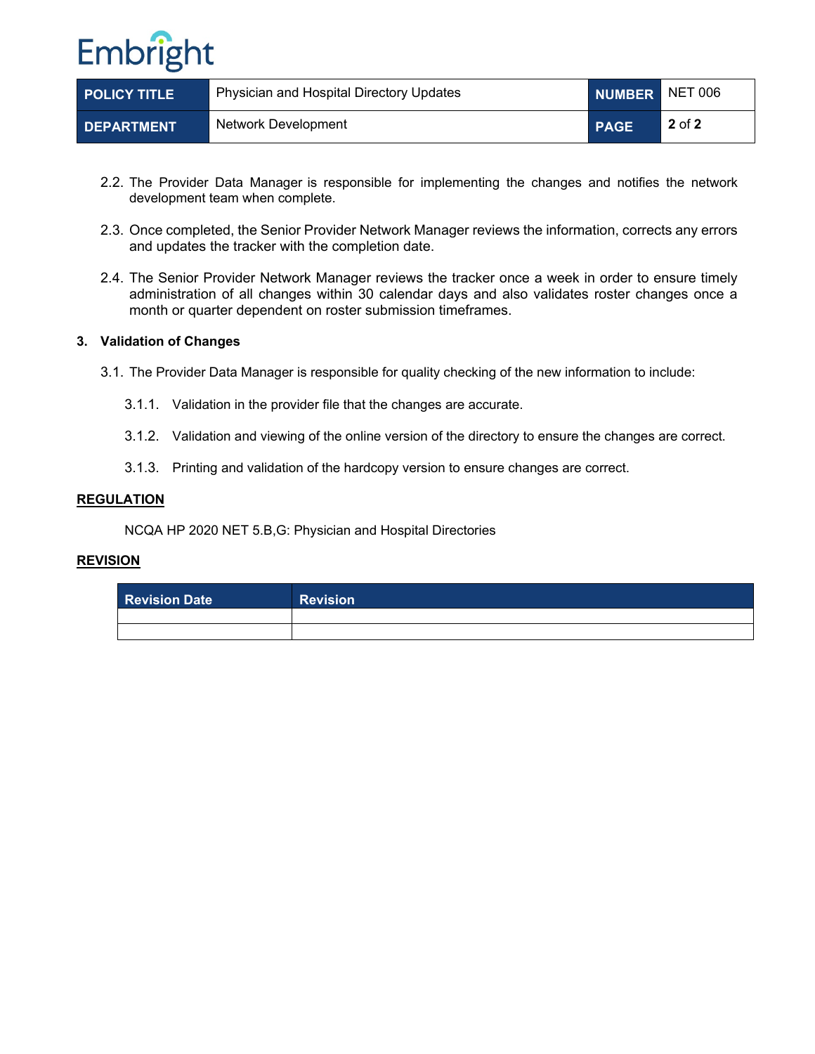2.2. The Provider Data Manager is responsible for implementing the changes and notifies the network development team when complete.

2.3. Once completed, the Senior Provider Network Manager reviews the information, corrects any errors and updates the tracker with the completion date.

2.4. The Senior Provider Network Manager reviews the tracker once a week in order to ensure timely administration of all changes within 30 calendar days and also validates roster changes once a month or quarter dependent on roster submission timeframes.

**3. Validation of Changes**

3.1. The Provider Data Manager is responsible for quality checking of the new information to include:

3.1.1. Validation in the provider file that the changes are accurate.

3.1.2. Validation and viewing of the online version of the directory to ensure the changes are correct.

3.1.3. Printing and validation of the hardcopy version to ensure changes are correct.

**REGULATION**

NCQA HP 2020 NET 5.B,G: Physician and Hospital Directories

**REVISION**

| Revision Date | Revision |
|---|---|
| | |
| | |